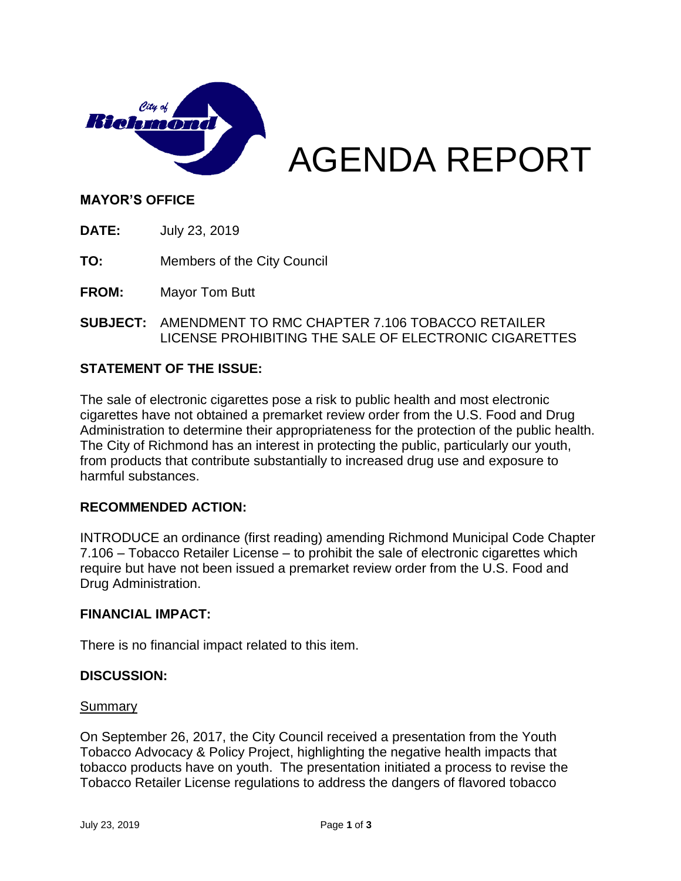# AGENDA REPORT

**MAYOR'S OFFICE**

**DATE:** July 23, 2019

**TO:** Members of the City Council

**FROM:** Mayor Tom Butt

**SUBJECT:** AMENDMENT TO RMC CHAPTER 7.106 TOBACCO RETAILER LICENSE PROHIBITING THE SALE OF ELECTRONIC CIGARETTES

## STATEMENT OF THE ISSUE:

The sale of electronic cigarettes pose a risk to public health and most electronic cigarettes have not obtained a premarket review order from the U.S. Food and Drug Administration to determine their appropriateness for the protection of the public health. The City of Richmond has an interest in protecting the public, particularly our youth, from products that contribute substantially to increased drug use and exposure to harmful substances.

## RECOMMENDED ACTION:

INTRODUCE an ordinance (first reading) amending Richmond Municipal Code Chapter 7.106 – Tobacco Retailer License – to prohibit the sale of electronic cigarettes which require but have not been issued a premarket review order from the U.S. Food and Drug Administration.

## FINANCIAL IMPACT:

There is no financial impact related to this item.

## DISCUSSION:

Summary

On September 26, 2017, the City Council received a presentation from the Youth Tobacco Advocacy & Policy Project, highlighting the negative health impacts that tobacco products have on youth. The presentation initiated a process to revise the Tobacco Retailer License regulations to address the dangers of flavored tobacco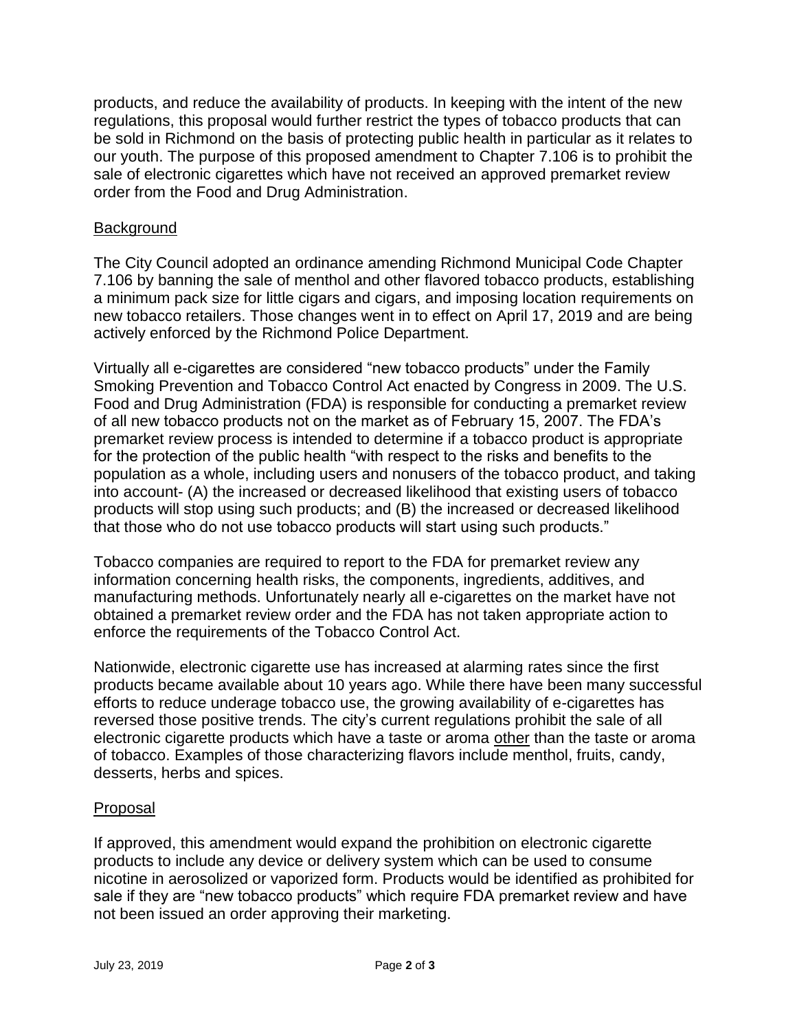products, and reduce the availability of products. In keeping with the intent of the new regulations, this proposal would further restrict the types of tobacco products that can be sold in Richmond on the basis of protecting public health in particular as it relates to our youth. The purpose of this proposed amendment to Chapter 7.106 is to prohibit the sale of electronic cigarettes which have not received an approved premarket review order from the Food and Drug Administration.

## Background

The City Council adopted an ordinance amending Richmond Municipal Code Chapter 7.106 by banning the sale of menthol and other flavored tobacco products, establishing a minimum pack size for little cigars and cigars, and imposing location requirements on new tobacco retailers. Those changes went in to effect on April 17, 2019 and are being actively enforced by the Richmond Police Department.

Virtually all e-cigarettes are considered "new tobacco products" under the Family Smoking Prevention and Tobacco Control Act enacted by Congress in 2009. The U.S. Food and Drug Administration (FDA) is responsible for conducting a premarket review of all new tobacco products not on the market as of February 15, 2007. The FDA's premarket review process is intended to determine if a tobacco product is appropriate for the protection of the public health "with respect to the risks and benefits to the population as a whole, including users and nonusers of the tobacco product, and taking into account- (A) the increased or decreased likelihood that existing users of tobacco products will stop using such products; and (B) the increased or decreased likelihood that those who do not use tobacco products will start using such products."

Tobacco companies are required to report to the FDA for premarket review any information concerning health risks, the components, ingredients, additives, and manufacturing methods. Unfortunately nearly all e-cigarettes on the market have not obtained a premarket review order and the FDA has not taken appropriate action to enforce the requirements of the Tobacco Control Act.

Nationwide, electronic cigarette use has increased at alarming rates since the first products became available about 10 years ago. While there have been many successful efforts to reduce underage tobacco use, the growing availability of e-cigarettes has reversed those positive trends. The city's current regulations prohibit the sale of all electronic cigarette products which have a taste or aroma other than the taste or aroma of tobacco. Examples of those characterizing flavors include menthol, fruits, candy, desserts, herbs and spices.

## Proposal

If approved, this amendment would expand the prohibition on electronic cigarette products to include any device or delivery system which can be used to consume nicotine in aerosolized or vaporized form. Products would be identified as prohibited for sale if they are "new tobacco products" which require FDA premarket review and have not been issued an order approving their marketing.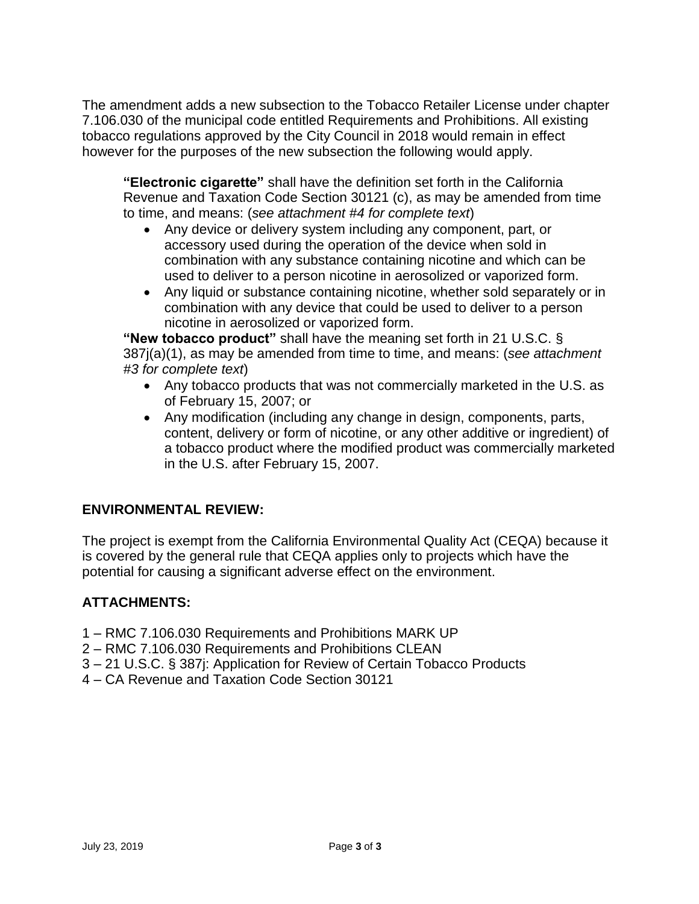The amendment adds a new subsection to the Tobacco Retailer License under chapter 7.106.030 of the municipal code entitled Requirements and Prohibitions. All existing tobacco regulations approved by the City Council in 2018 would remain in effect however for the purposes of the new subsection the following would apply.

> **"Electronic cigarette"** shall have the definition set forth in the California Revenue and Taxation Code Section 30121 (c), as may be amended from time to time, and means: (*see attachment #4 for complete text*)
>
> - Any device or delivery system including any component, part, or accessory used during the operation of the device when sold in combination with any substance containing nicotine and which can be used to deliver to a person nicotine in aerosolized or vaporized form.
> - Any liquid or substance containing nicotine, whether sold separately or in combination with any device that could be used to deliver to a person nicotine in aerosolized or vaporized form.
>
> **"New tobacco product"** shall have the meaning set forth in 21 U.S.C. § 387j(a)(1), as may be amended from time to time, and means: (*see attachment #3 for complete text*)
>
> - Any tobacco products that was not commercially marketed in the U.S. as of February 15, 2007; or
> - Any modification (including any change in design, components, parts, content, delivery or form of nicotine, or any other additive or ingredient) of a tobacco product where the modified product was commercially marketed in the U.S. after February 15, 2007.

## ENVIRONMENTAL REVIEW:

The project is exempt from the California Environmental Quality Act (CEQA) because it is covered by the general rule that CEQA applies only to projects which have the potential for causing a significant adverse effect on the environment.

## ATTACHMENTS:

1 – RMC 7.106.030 Requirements and Prohibitions MARK UP
2 – RMC 7.106.030 Requirements and Prohibitions CLEAN
3 – 21 U.S.C. § 387j: Application for Review of Certain Tobacco Products
4 – CA Revenue and Taxation Code Section 30121